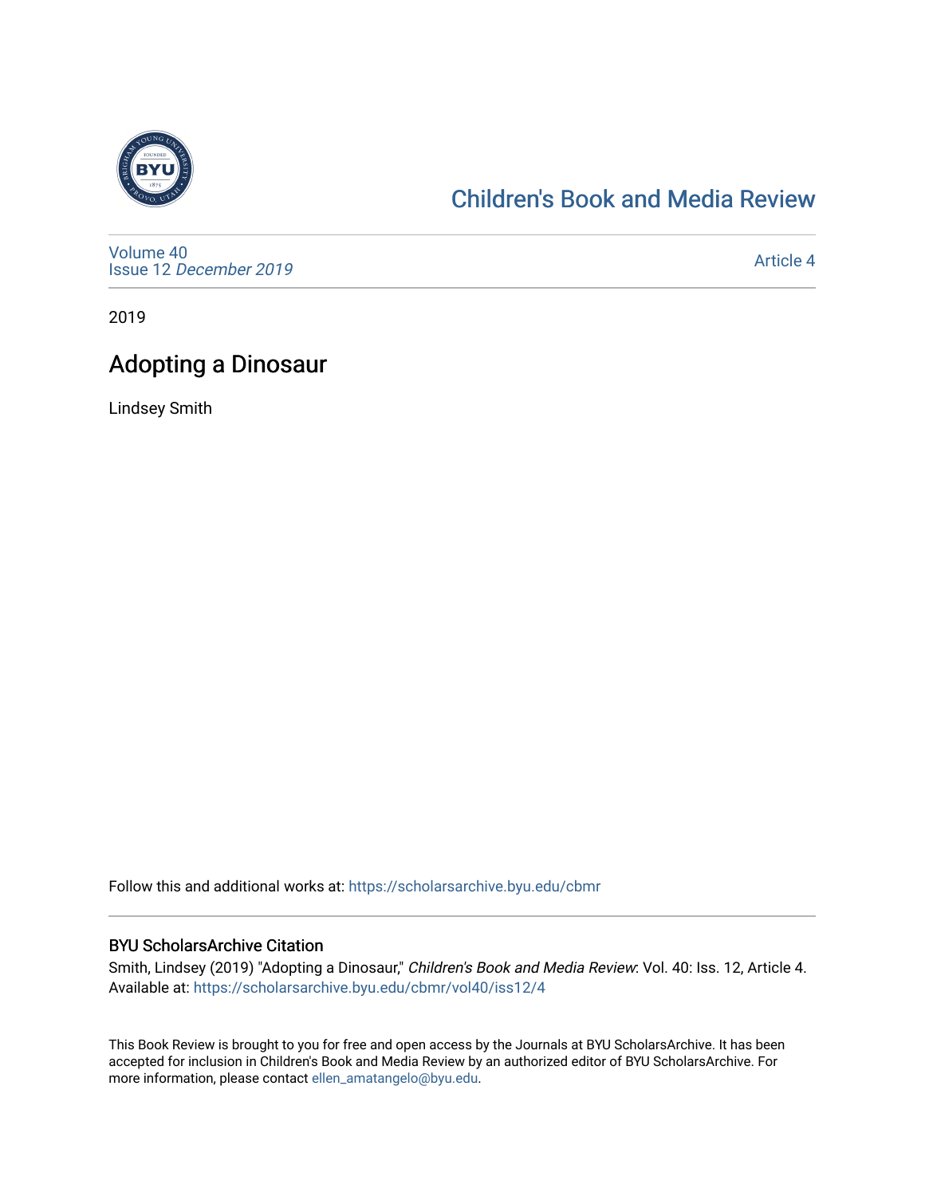Children's Book and Media Review

Volume 40
Issue 12 *December 2019*

Article 4

2019

# Adopting a Dinosaur

Lindsey Smith

Follow this and additional works at: https://scholarsarchive.byu.edu/cbmr

## BYU ScholarsArchive Citation

Smith, Lindsey (2019) "Adopting a Dinosaur," *Children's Book and Media Review*: Vol. 40: Iss. 12, Article 4.
Available at: https://scholarsarchive.byu.edu/cbmr/vol40/iss12/4

This Book Review is brought to you for free and open access by the Journals at BYU ScholarsArchive. It has been accepted for inclusion in Children's Book and Media Review by an authorized editor of BYU ScholarsArchive. For more information, please contact ellen_amatangelo@byu.edu.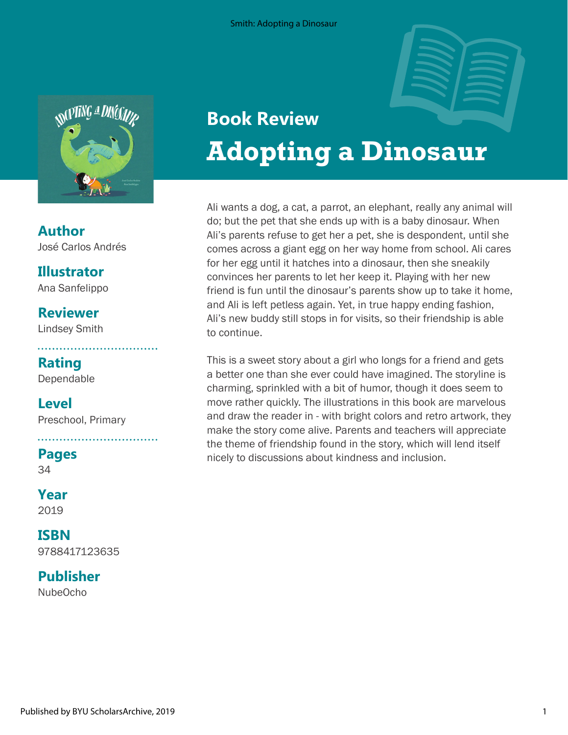## Book Review

# Adopting a Dinosaur

### Author
José Carlos Andrés

### Illustrator
Ana Sanfelippo

### Reviewer
Lindsey Smith

### Rating
Dependable

### Level
Preschool, Primary

### Pages
34

### Year
2019

### ISBN
9788417123635

### Publisher
NubeOcho

Ali wants a dog, a cat, a parrot, an elephant, really any animal will do; but the pet that she ends up with is a baby dinosaur. When Ali's parents refuse to get her a pet, she is despondent, until she comes across a giant egg on her way home from school. Ali cares for her egg until it hatches into a dinosaur, then she sneakily convinces her parents to let her keep it. Playing with her new friend is fun until the dinosaur's parents show up to take it home, and Ali is left petless again. Yet, in true happy ending fashion, Ali's new buddy still stops in for visits, so their friendship is able to continue.

This is a sweet story about a girl who longs for a friend and gets a better one than she ever could have imagined. The storyline is charming, sprinkled with a bit of humor, though it does seem to move rather quickly. The illustrations in this book are marvelous and draw the reader in - with bright colors and retro artwork, they make the story come alive. Parents and teachers will appreciate the theme of friendship found in the story, which will lend itself nicely to discussions about kindness and inclusion.